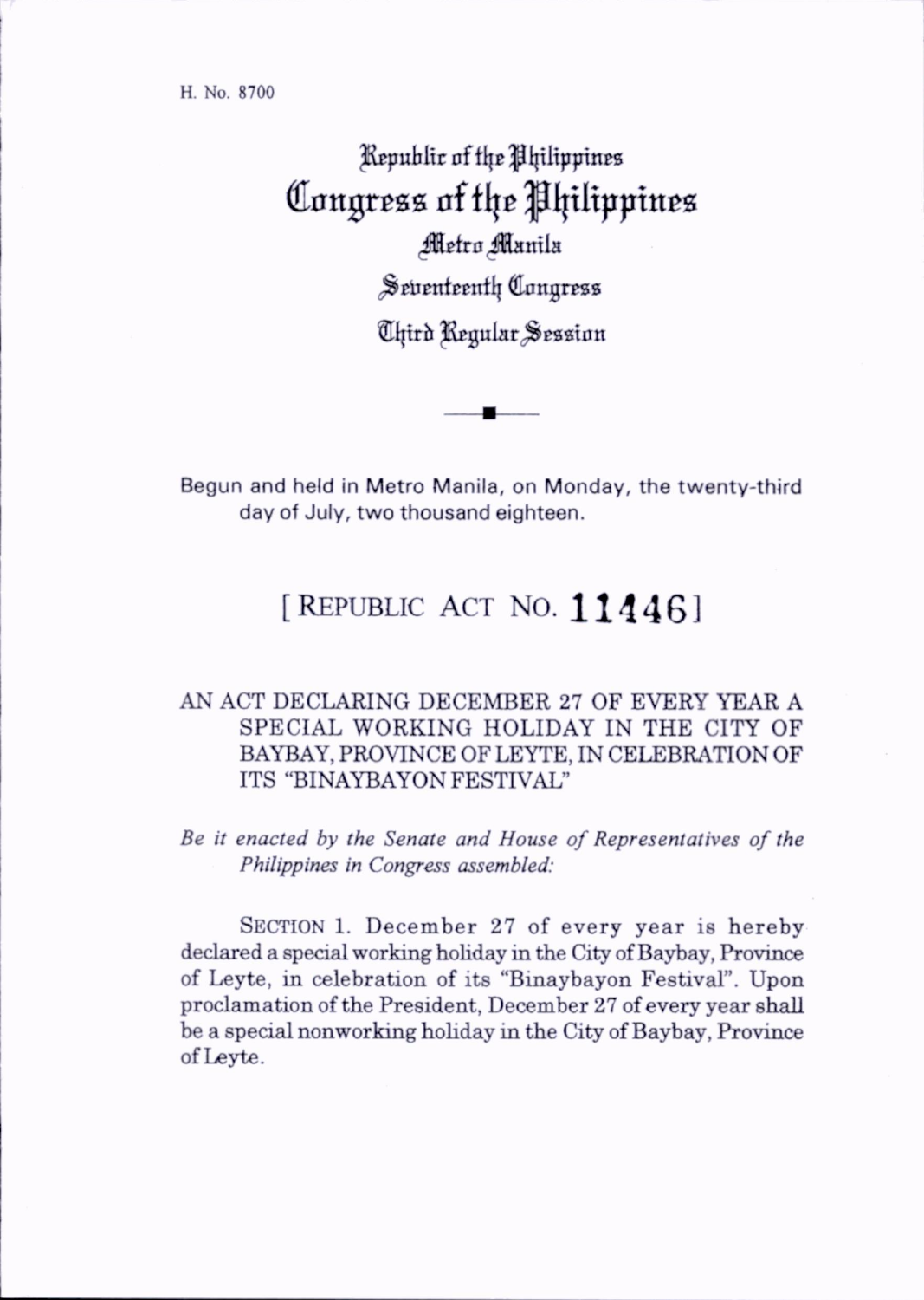H. No. 8700

# Republic of the Philippines
# Congress of the Philippines
## Metro Manila
## Seventeenth Congress
## Third Regular Session

Begun and held in Metro Manila, on Monday, the twenty-third day of July, two thousand eighteen.

## [ REPUBLIC ACT NO. 11446 ]

AN ACT DECLARING DECEMBER 27 OF EVERY YEAR A SPECIAL WORKING HOLIDAY IN THE CITY OF BAYBAY, PROVINCE OF LEYTE, IN CELEBRATION OF ITS "BINAYBAYON FESTIVAL"

*Be it enacted by the Senate and House of Representatives of the Philippines in Congress assembled:*

SECTION 1. December 27 of every year is hereby declared a special working holiday in the City of Baybay, Province of Leyte, in celebration of its "Binaybayon Festival". Upon proclamation of the President, December 27 of every year shall be a special nonworking holiday in the City of Baybay, Province of Leyte.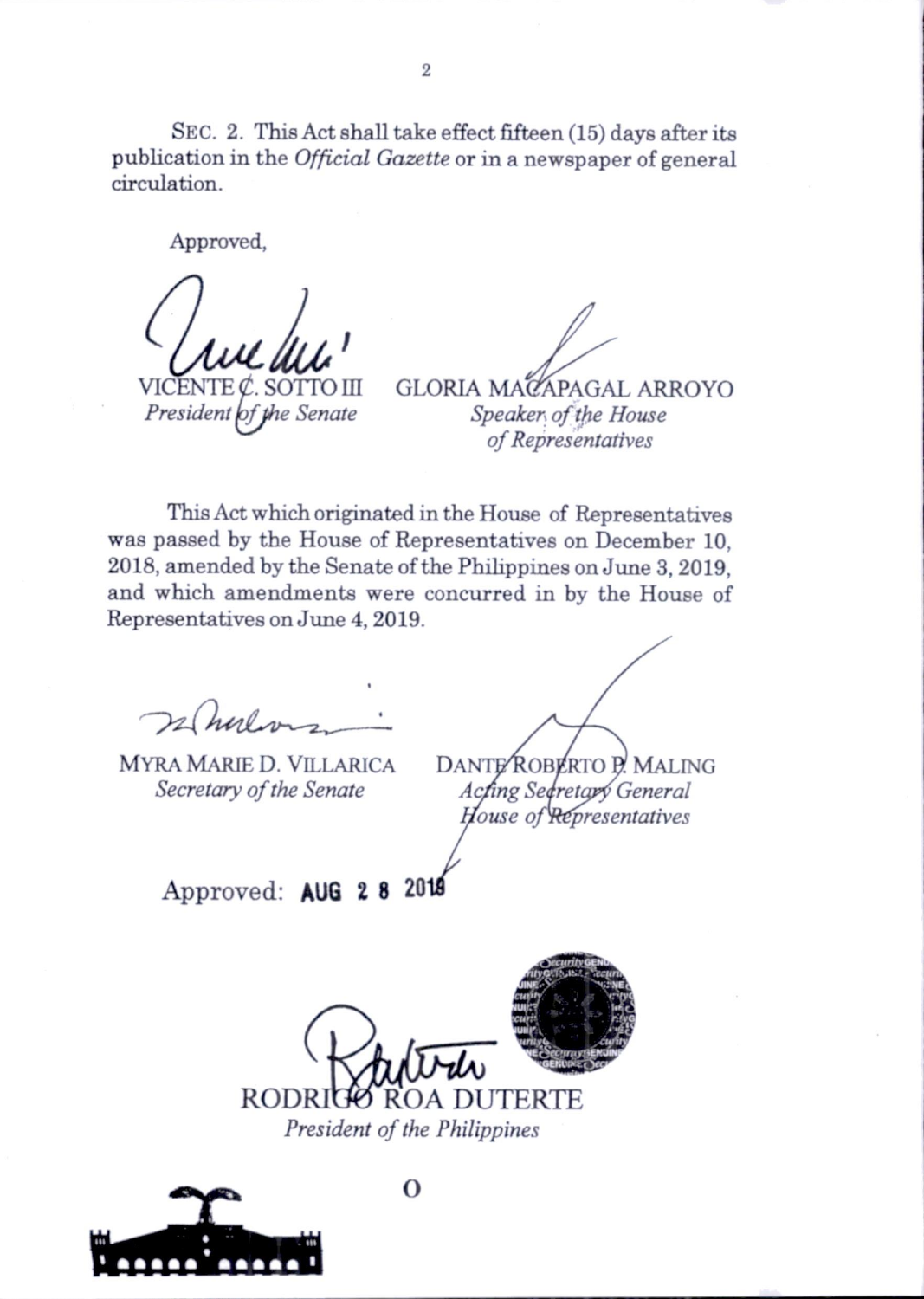SEC. 2. This Act shall take effect fifteen (15) days after its publication in the *Official Gazette* or in a newspaper of general circulation.

Approved,

VICENTE C. SOTTO III
*President of the Senate*

GLORIA MACAPAGAL ARROYO
*Speaker of the House of Representatives*

This Act which originated in the House of Representatives was passed by the House of Representatives on December 10, 2018, amended by the Senate of the Philippines on June 3, 2019, and which amendments were concurred in by the House of Representatives on June 4, 2019.

MYRA MARIE D. VILLARICA
*Secretary of the Senate*

DANTE ROBERTO P. MALING
*Acting Secretary General House of Representatives*

Approved: **AUG 2 8 2019**

RODRIGO ROA DUTERTE
*President of the Philippines*

O